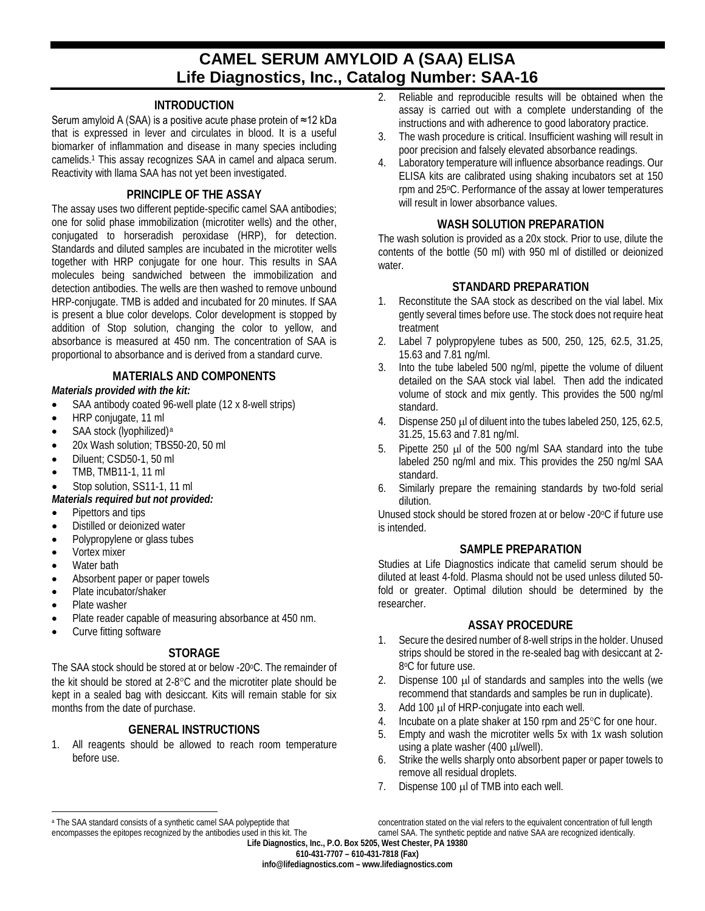# CAMEL SERUM AMYLOID A (SAA) ELISA
# Life Diagnostics, Inc., Catalog Number: SAA-16

## INTRODUCTION

Serum amyloid A (SAA) is a positive acute phase protein of ≈12 kDa that is expressed in lever and circulates in blood. It is a useful biomarker of inflammation and disease in many species including camelids.[1] This assay recognizes SAA in camel and alpaca serum. Reactivity with llama SAA has not yet been investigated.

## PRINCIPLE OF THE ASSAY

The assay uses two different peptide-specific camel SAA antibodies; one for solid phase immobilization (microtiter wells) and the other, conjugated to horseradish peroxidase (HRP), for detection. Standards and diluted samples are incubated in the microtiter wells together with HRP conjugate for one hour. This results in SAA molecules being sandwiched between the immobilization and detection antibodies. The wells are then washed to remove unbound HRP-conjugate. TMB is added and incubated for 20 minutes. If SAA is present a blue color develops. Color development is stopped by addition of Stop solution, changing the color to yellow, and absorbance is measured at 450 nm. The concentration of SAA is proportional to absorbance and is derived from a standard curve.

## MATERIALS AND COMPONENTS

***Materials provided with the kit:***

- SAA antibody coated 96-well plate (12 x 8-well strips)
- HRP conjugate, 11 ml
- SAA stock (lyophilized)[a]
- 20x Wash solution; TBS50-20, 50 ml
- Diluent; CSD50-1, 50 ml
- TMB, TMB11-1, 11 ml
- Stop solution, SS11-1, 11 ml

***Materials required but not provided:***

- Pipettors and tips
- Distilled or deionized water
- Polypropylene or glass tubes
- Vortex mixer
- Water bath
- Absorbent paper or paper towels
- Plate incubator/shaker
- Plate washer
- Plate reader capable of measuring absorbance at 450 nm.
- Curve fitting software

## STORAGE

The SAA stock should be stored at or below -20°C. The remainder of the kit should be stored at 2-8°C and the microtiter plate should be kept in a sealed bag with desiccant. Kits will remain stable for six months from the date of purchase.

## GENERAL INSTRUCTIONS

1. All reagents should be allowed to reach room temperature before use.
2. Reliable and reproducible results will be obtained when the assay is carried out with a complete understanding of the instructions and with adherence to good laboratory practice.
3. The wash procedure is critical. Insufficient washing will result in poor precision and falsely elevated absorbance readings.
4. Laboratory temperature will influence absorbance readings. Our ELISA kits are calibrated using shaking incubators set at 150 rpm and 25°C. Performance of the assay at lower temperatures will result in lower absorbance values.

## WASH SOLUTION PREPARATION

The wash solution is provided as a 20x stock. Prior to use, dilute the contents of the bottle (50 ml) with 950 ml of distilled or deionized water.

## STANDARD PREPARATION

1. Reconstitute the SAA stock as described on the vial label. Mix gently several times before use. The stock does not require heat treatment
2. Label 7 polypropylene tubes as 500, 250, 125, 62.5, 31.25, 15.63 and 7.81 ng/ml.
3. Into the tube labeled 500 ng/ml, pipette the volume of diluent detailed on the SAA stock vial label. Then add the indicated volume of stock and mix gently. This provides the 500 ng/ml standard.
4. Dispense 250 μl of diluent into the tubes labeled 250, 125, 62.5, 31.25, 15.63 and 7.81 ng/ml.
5. Pipette 250 μl of the 500 ng/ml SAA standard into the tube labeled 250 ng/ml and mix. This provides the 250 ng/ml SAA standard.
6. Similarly prepare the remaining standards by two-fold serial dilution.

Unused stock should be stored frozen at or below -20°C if future use is intended.

## SAMPLE PREPARATION

Studies at Life Diagnostics indicate that camelid serum should be diluted at least 4-fold. Plasma should not be used unless diluted 50-fold or greater. Optimal dilution should be determined by the researcher.

## ASSAY PROCEDURE

1. Secure the desired number of 8-well strips in the holder. Unused strips should be stored in the re-sealed bag with desiccant at 2-8°C for future use.
2. Dispense 100 μl of standards and samples into the wells (we recommend that standards and samples be run in duplicate).
3. Add 100 μl of HRP-conjugate into each well.
4. Incubate on a plate shaker at 150 rpm and 25°C for one hour.
5. Empty and wash the microtiter wells 5x with 1x wash solution using a plate washer (400 μl/well).
6. Strike the wells sharply onto absorbent paper or paper towels to remove all residual droplets.
7. Dispense 100 μl of TMB into each well.

---

[a] The SAA standard consists of a synthetic camel SAA polypeptide that encompasses the epitopes recognized by the antibodies used in this kit. The concentration stated on the vial refers to the equivalent concentration of full length camel SAA. The synthetic peptide and native SAA are recognized identically.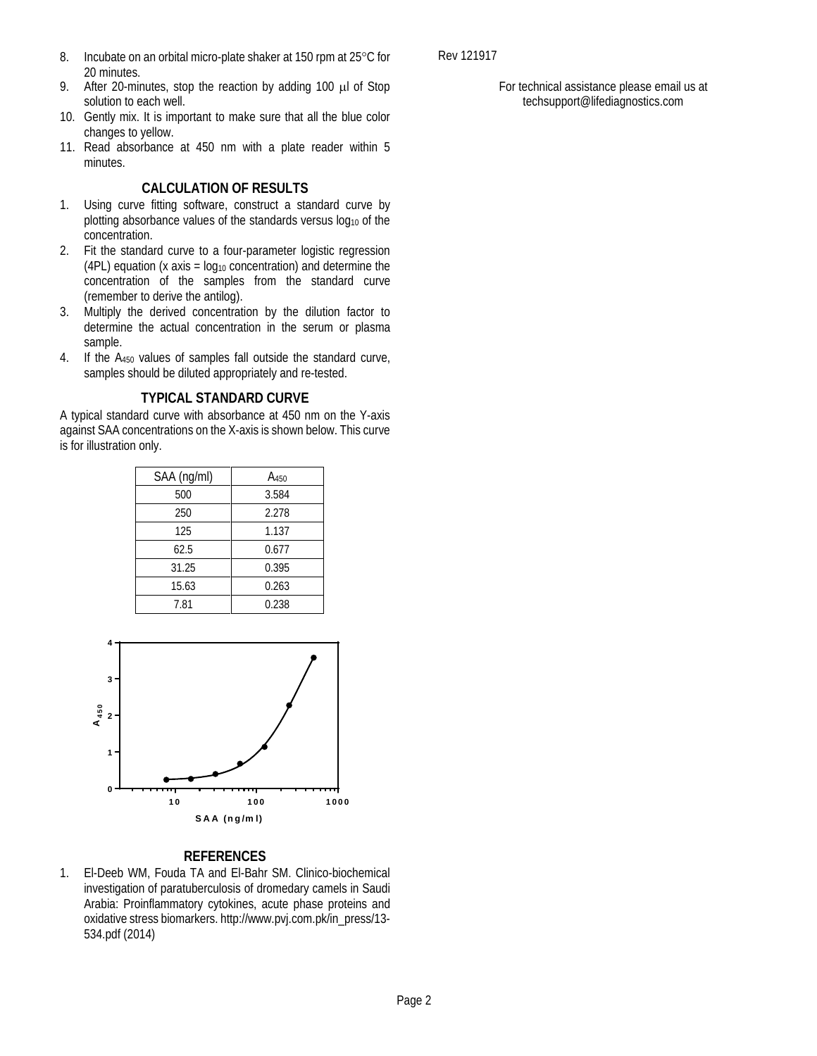8. Incubate on an orbital micro-plate shaker at 150 rpm at 25°C for 20 minutes.
9. After 20-minutes, stop the reaction by adding 100 μl of Stop solution to each well.
10. Gently mix. It is important to make sure that all the blue color changes to yellow.
11. Read absorbance at 450 nm with a plate reader within 5 minutes.

## CALCULATION OF RESULTS

1. Using curve fitting software, construct a standard curve by plotting absorbance values of the standards versus $\log_{10}$ of the concentration.
2. Fit the standard curve to a four-parameter logistic regression (4PL) equation (x axis = $\log_{10}$ concentration) and determine the concentration of the samples from the standard curve (remember to derive the antilog).
3. Multiply the derived concentration by the dilution factor to determine the actual concentration in the serum or plasma sample.
4. If the $A_{450}$ values of samples fall outside the standard curve, samples should be diluted appropriately and re-tested.

## TYPICAL STANDARD CURVE

A typical standard curve with absorbance at 450 nm on the Y-axis against SAA concentrations on the X-axis is shown below. This curve is for illustration only.

| SAA (ng/ml) | $A_{450}$ |
|---|---|
| 500 | 3.584 |
| 250 | 2.278 |
| 125 | 1.137 |
| 62.5 | 0.677 |
| 31.25 | 0.395 |
| 15.63 | 0.263 |
| 7.81 | 0.238 |

$A_{450}$

0
1
2
3
4

10
100
1000

SAA (ng/ml)

## REFERENCES

1. El-Deeb WM, Fouda TA and El-Bahr SM. Clinico-biochemical investigation of paratuberculosis of dromedary camels in Saudi Arabia: Proinflammatory cytokines, acute phase proteins and oxidative stress biomarkers. http://www.pvj.com.pk/in_press/13-534.pdf (2014)

Rev 121917

For technical assistance please email us at techsupport@lifediagnostics.com